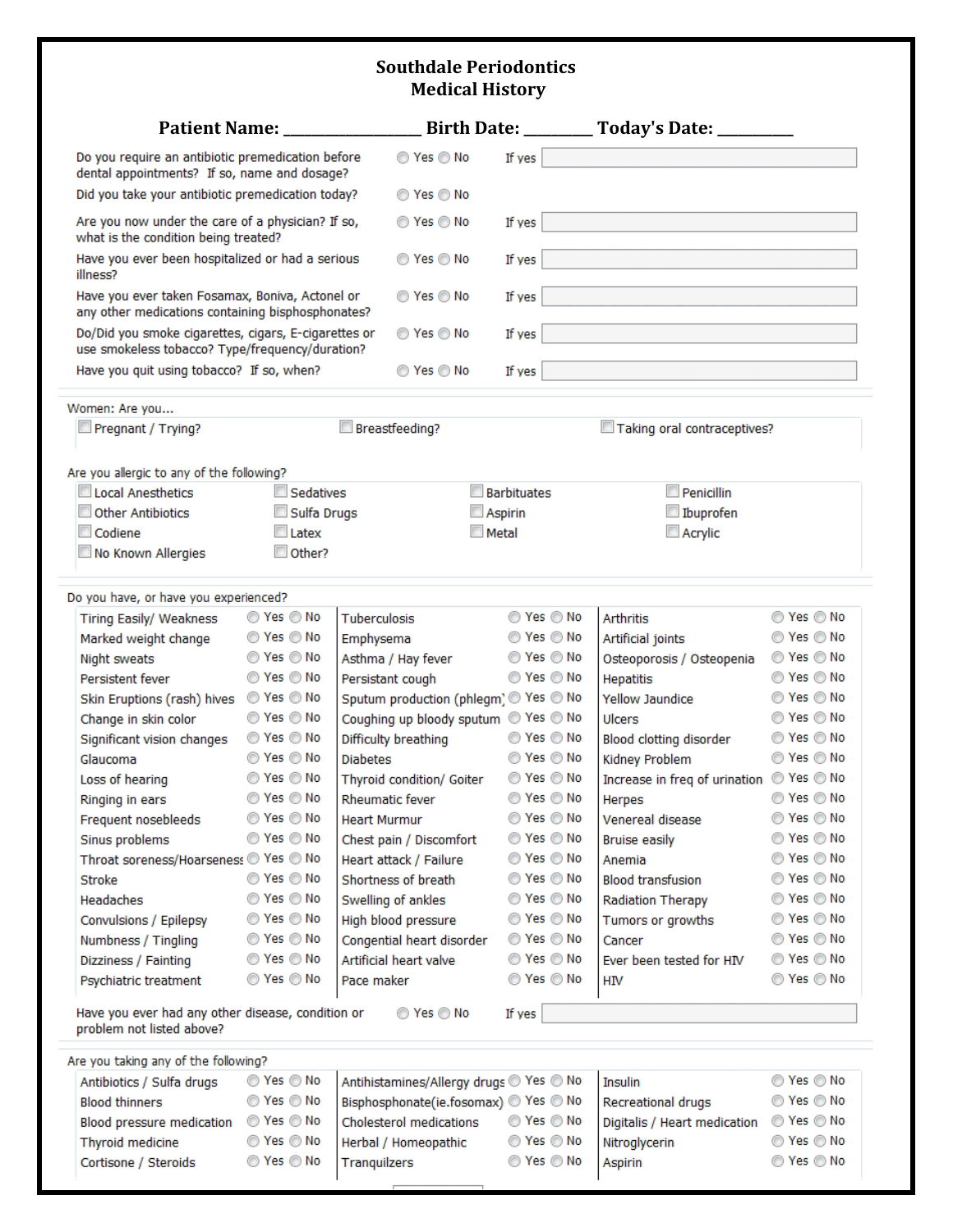# Southdale Periodontics
## Medical History

**Patient Name: __________________ Birth Date: _________ Today's Date: __________**

| Question | Answer | |
|---|---|---|
| Do you require an antibiotic premedication before dental appointments? If so, name and dosage? | ◯ Yes ◯ No | If yes ________ |
| Did you take your antibiotic premedication today? | ◯ Yes ◯ No | |
| Are you now under the care of a physician? If so, what is the condition being treated? | ◯ Yes ◯ No | If yes ________ |
| Have you ever been hospitalized or had a serious illness? | ◯ Yes ◯ No | If yes ________ |
| Have you ever taken Fosamax, Boniva, Actonel or any other medications containing bisphosphonates? | ◯ Yes ◯ No | If yes ________ |
| Do/Did you smoke cigarettes, cigars, E-cigarettes or use smokeless tobacco? Type/frequency/duration? | ◯ Yes ◯ No | If yes ________ |
| Have you quit using tobacco? If so, when? | ◯ Yes ◯ No | If yes ________ |

Women: Are you...

☐ Pregnant / Trying? ☐ Breastfeeding? ☐ Taking oral contraceptives?

Are you allergic to any of the following?

| | | | |
|---|---|---|---|
| ☐ Local Anesthetics | ☐ Sedatives | ☐ Barbituates | ☐ Penicillin |
| ☐ Other Antibiotics | ☐ Sulfa Drugs | ☐ Aspirin | ☐ Ibuprofen |
| ☐ Codiene | ☐ Latex | ☐ Metal | ☐ Acrylic |
| ☐ No Known Allergies | ☐ Other? | | |

Do you have, or have you experienced?

| Condition | Answer | Condition | Answer | Condition | Answer |
|---|---|---|---|---|---|
| Tiring Easily/ Weakness | ◯ Yes ◯ No | Tuberculosis | ◯ Yes ◯ No | Arthritis | ◯ Yes ◯ No |
| Marked weight change | ◯ Yes ◯ No | Emphysema | ◯ Yes ◯ No | Artificial joints | ◯ Yes ◯ No |
| Night sweats | ◯ Yes ◯ No | Asthma / Hay fever | ◯ Yes ◯ No | Osteoporosis / Osteopenia | ◯ Yes ◯ No |
| Persistent fever | ◯ Yes ◯ No | Persistant cough | ◯ Yes ◯ No | Hepatitis | ◯ Yes ◯ No |
| Skin Eruptions (rash) hives | ◯ Yes ◯ No | Sputum production (phlegm) | ◯ Yes ◯ No | Yellow Jaundice | ◯ Yes ◯ No |
| Change in skin color | ◯ Yes ◯ No | Coughing up bloody sputum | ◯ Yes ◯ No | Ulcers | ◯ Yes ◯ No |
| Significant vision changes | ◯ Yes ◯ No | Difficulty breathing | ◯ Yes ◯ No | Blood clotting disorder | ◯ Yes ◯ No |
| Glaucoma | ◯ Yes ◯ No | Diabetes | ◯ Yes ◯ No | Kidney Problem | ◯ Yes ◯ No |
| Loss of hearing | ◯ Yes ◯ No | Thyroid condition/ Goiter | ◯ Yes ◯ No | Increase in freq of urination | ◯ Yes ◯ No |
| Ringing in ears | ◯ Yes ◯ No | Rheumatic fever | ◯ Yes ◯ No | Herpes | ◯ Yes ◯ No |
| Frequent nosebleeds | ◯ Yes ◯ No | Heart Murmur | ◯ Yes ◯ No | Venereal disease | ◯ Yes ◯ No |
| Sinus problems | ◯ Yes ◯ No | Chest pain / Discomfort | ◯ Yes ◯ No | Bruise easily | ◯ Yes ◯ No |
| Throat soreness/Hoarseness | ◯ Yes ◯ No | Heart attack / Failure | ◯ Yes ◯ No | Anemia | ◯ Yes ◯ No |
| Stroke | ◯ Yes ◯ No | Shortness of breath | ◯ Yes ◯ No | Blood transfusion | ◯ Yes ◯ No |
| Headaches | ◯ Yes ◯ No | Swelling of ankles | ◯ Yes ◯ No | Radiation Therapy | ◯ Yes ◯ No |
| Convulsions / Epilepsy | ◯ Yes ◯ No | High blood pressure | ◯ Yes ◯ No | Tumors or growths | ◯ Yes ◯ No |
| Numbness / Tingling | ◯ Yes ◯ No | Congential heart disorder | ◯ Yes ◯ No | Cancer | ◯ Yes ◯ No |
| Dizziness / Fainting | ◯ Yes ◯ No | Artificial heart valve | ◯ Yes ◯ No | Ever been tested for HIV | ◯ Yes ◯ No |
| Psychiatric treatment | ◯ Yes ◯ No | Pace maker | ◯ Yes ◯ No | HIV | ◯ Yes ◯ No |

Have you ever had any other disease, condition or problem not listed above? ◯ Yes ◯ No If yes ________

Are you taking any of the following?

| Medication | Answer | Medication | Answer | Medication | Answer |
|---|---|---|---|---|---|
| Antibiotics / Sulfa drugs | ◯ Yes ◯ No | Antihistamines/Allergy drugs | ◯ Yes ◯ No | Insulin | ◯ Yes ◯ No |
| Blood thinners | ◯ Yes ◯ No | Bisphosphonate(ie.fosomax) | ◯ Yes ◯ No | Recreational drugs | ◯ Yes ◯ No |
| Blood pressure medication | ◯ Yes ◯ No | Cholesterol medications | ◯ Yes ◯ No | Digitalis / Heart medication | ◯ Yes ◯ No |
| Thyroid medicine | ◯ Yes ◯ No | Herbal / Homeopathic | ◯ Yes ◯ No | Nitroglycerin | ◯ Yes ◯ No |
| Cortisone / Steroids | ◯ Yes ◯ No | Tranquilzers | ◯ Yes ◯ No | Aspirin | ◯ Yes ◯ No |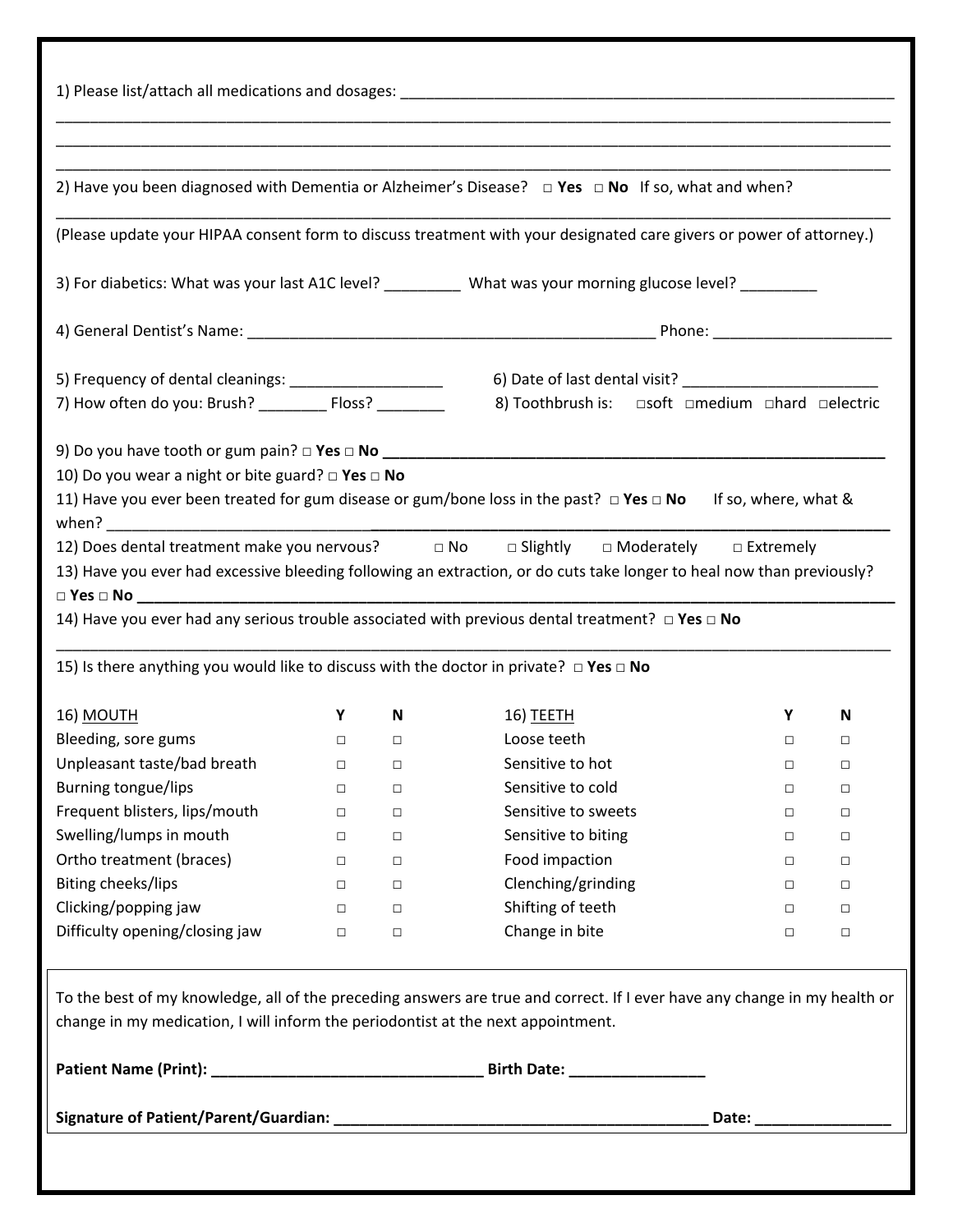1) Please list/attach all medications and dosages: ____________________________________________
______________________________________________________________________________
______________________________________________________________________________
______________________________________________________________________________

2) Have you been diagnosed with Dementia or Alzheimer's Disease? □ **Yes** □ **No** If so, what and when?
______________________________________________________________________________

(Please update your HIPAA consent form to discuss treatment with your designated care givers or power of attorney.)

3) For diabetics: What was your last A1C level? _________ What was your morning glucose level? _________

4) General Dentist's Name: _______________________________________________ Phone: ____________________

5) Frequency of dental cleanings: __________________

6) Date of last dental visit? _______________________

7) How often do you: Brush? ________ Floss? ________

8) Toothbrush is: □soft □medium □hard □electric

9) Do you have tooth or gum pain? □ **Yes** □ **No** ____________________________________________

10) Do you wear a night or bite guard? □ **Yes** □ **No**

11) Have you ever been treated for gum disease or gum/bone loss in the past? □ **Yes** □ **No** If so, where, what & when? ______________________________________________________________________

12) Does dental treatment make you nervous? □ No □ Slightly □ Moderately □ Extremely

13) Have you ever had excessive bleeding following an extraction, or do cuts take longer to heal now than previously? □ **Yes** □ **No** ______________________________________________________________

14) Have you ever had any serious trouble associated with previous dental treatment? □ **Yes** □ **No**
______________________________________________________________________________

15) Is there anything you would like to discuss with the doctor in private? □ **Yes** □ **No**

| 16) MOUTH | Y | N | 16) TEETH | Y | N |
|---|---|---|---|---|---|
| Bleeding, sore gums | □ | □ | Loose teeth | □ | □ |
| Unpleasant taste/bad breath | □ | □ | Sensitive to hot | □ | □ |
| Burning tongue/lips | □ | □ | Sensitive to cold | □ | □ |
| Frequent blisters, lips/mouth | □ | □ | Sensitive to sweets | □ | □ |
| Swelling/lumps in mouth | □ | □ | Sensitive to biting | □ | □ |
| Ortho treatment (braces) | □ | □ | Food impaction | □ | □ |
| Biting cheeks/lips | □ | □ | Clenching/grinding | □ | □ |
| Clicking/popping jaw | □ | □ | Shifting of teeth | □ | □ |
| Difficulty opening/closing jaw | □ | □ | Change in bite | □ | □ |

To the best of my knowledge, all of the preceding answers are true and correct. If I ever have any change in my health or change in my medication, I will inform the periodontist at the next appointment.

**Patient Name (Print): ________________________________ Birth Date: ________________**

**Signature of Patient/Parent/Guardian: ____________________________________________ Date: ________________**